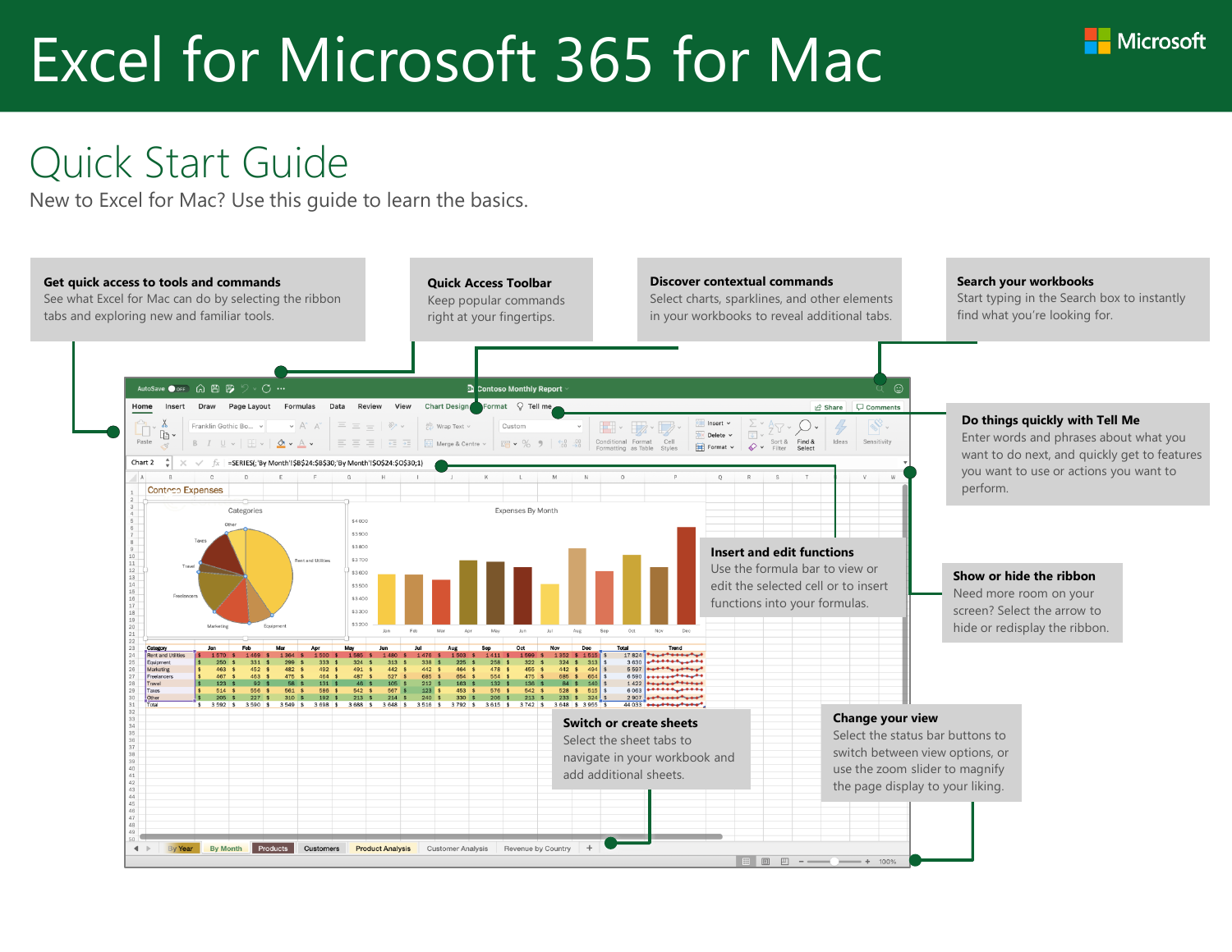# Excel for Microsoft 365 for Mac

## Quick Start Guide

New to Excel for Mac? Use this guide to learn the basics.

**Get quick access to tools and commands**
See what Excel for Mac can do by selecting the ribbon tabs and exploring new and familiar tools.

**Quick Access Toolbar**
Keep popular commands right at your fingertips.

**Discover contextual commands**
Select charts, sparklines, and other elements in your workbooks to reveal additional tabs.

**Search your workbooks**
Start typing in the Search box to instantly find what you're looking for.

**Do things quickly with Tell Me**
Enter words and phrases about what you want to do next, and quickly get to features you want to use or actions you want to perform.

**Insert and edit functions**
Use the formula bar to view or edit the selected cell or to insert functions into your formulas.

**Show or hide the ribbon**
Need more room on your screen? Select the arrow to hide or redisplay the ribbon.

**Switch or create sheets**
Select the sheet tabs to navigate in your workbook and add additional sheets.

**Change your view**
Select the status bar buttons to switch between view options, or use the zoom slider to magnify the page display to your liking.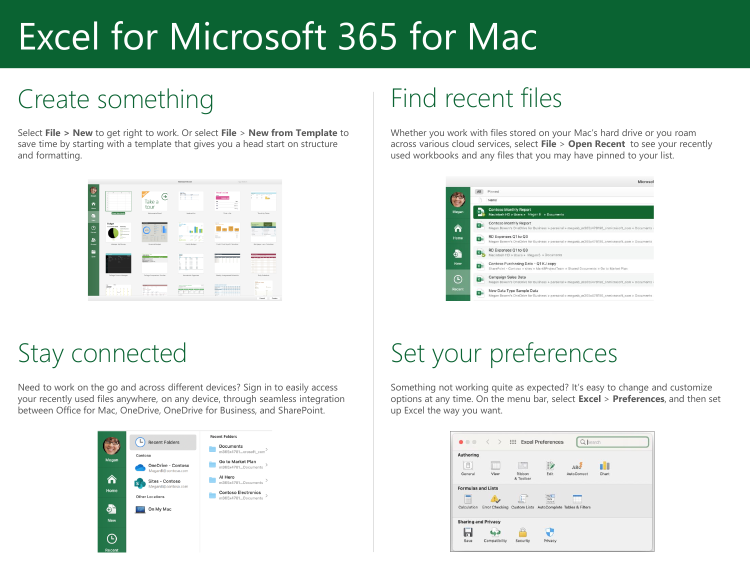# Excel for Microsoft 365 for Mac

## Create something

Select **File** > **New** to get right to work. Or select **File** > **New from Template** to save time by starting with a template that gives you a head start on structure and formatting.

## Find recent files

Whether you work with files stored on your Mac's hard drive or you roam across various cloud services, select **File** > **Open Recent** to see your recently used workbooks and any files that you may have pinned to your list.

## Stay connected

Need to work on the go and across different devices? Sign in to easily access your recently used files anywhere, on any device, through seamless integration between Office for Mac, OneDrive, OneDrive for Business, and SharePoint.

## Set your preferences

Something not working quite as expected? It's easy to change and customize options at any time. On the menu bar, select **Excel** > **Preferences**, and then set up Excel the way you want.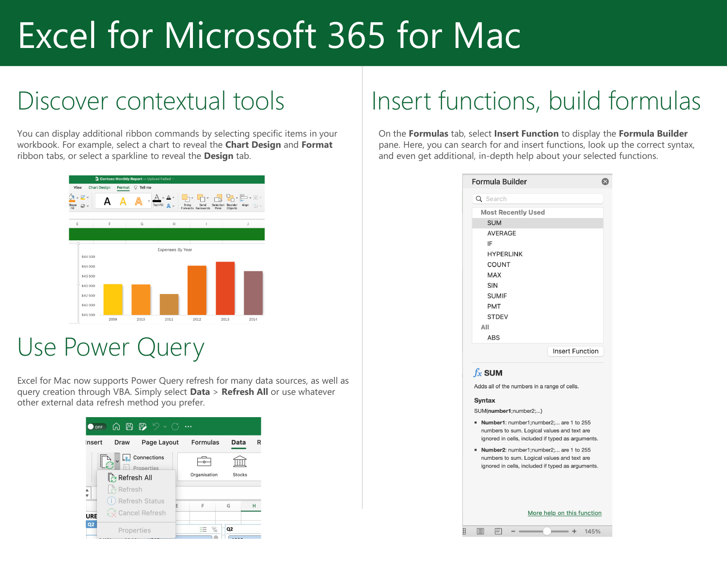# Excel for Microsoft 365 for Mac

## Discover contextual tools

You can display additional ribbon commands by selecting specific items in your workbook. For example, select a chart to reveal the **Chart Design** and **Format** ribbon tabs, or select a sparkline to reveal the **Design** tab.

## Use Power Query

Excel for Mac now supports Power Query refresh for many data sources, as well as query creation through VBA. Simply select **Data** > **Refresh All** or use whatever other external data refresh method you prefer.

## Insert functions, build formulas

On the **Formulas** tab, select **Insert Function** to display the **Formula Builder** pane. Here, you can search for and insert functions, look up the correct syntax, and even get additional, in-depth help about your selected functions.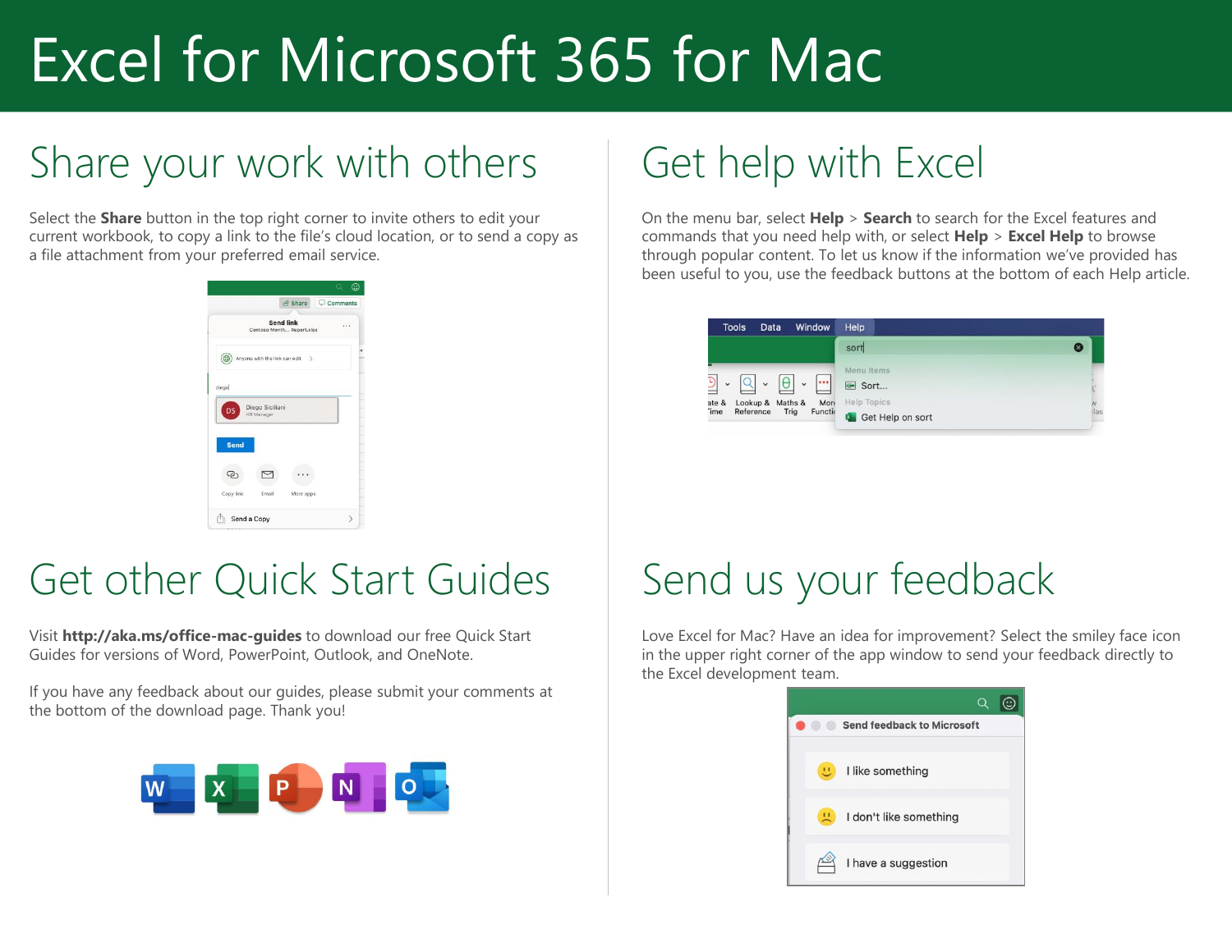# Excel for Microsoft 365 for Mac

## Share your work with others

Select the **Share** button in the top right corner to invite others to edit your current workbook, to copy a link to the file's cloud location, or to send a copy as a file attachment from your preferred email service.

## Get help with Excel

On the menu bar, select **Help** > **Search** to search for the Excel features and commands that you need help with, or select **Help** > **Excel Help** to browse through popular content. To let us know if the information we've provided has been useful to you, use the feedback buttons at the bottom of each Help article.

## Get other Quick Start Guides

Visit **http://aka.ms/office-mac-guides** to download our free Quick Start Guides for versions of Word, PowerPoint, Outlook, and OneNote.

If you have any feedback about our guides, please submit your comments at the bottom of the download page. Thank you!

## Send us your feedback

Love Excel for Mac? Have an idea for improvement? Select the smiley face icon in the upper right corner of the app window to send your feedback directly to the Excel development team.